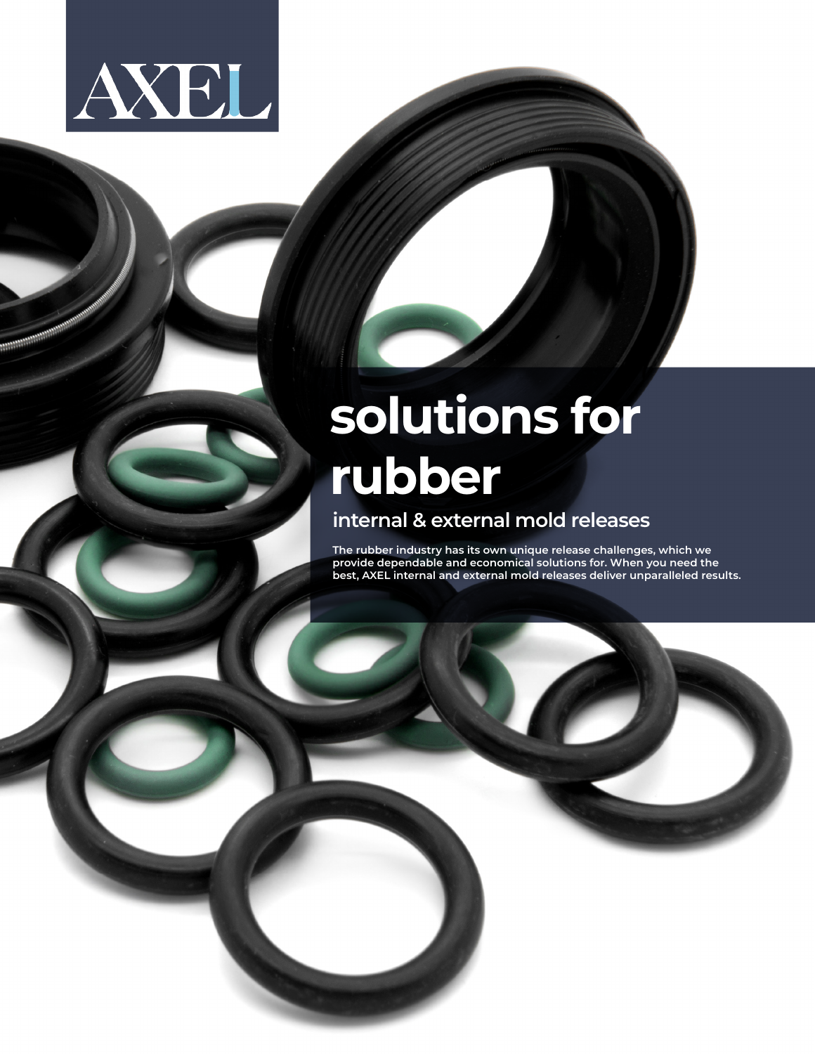AXEL

# solutions for rubber

## internal & external mold releases

**The rubber industry has its own unique release challenges, which we provide dependable and economical solutions for. When you need the best, AXEL internal and external mold releases deliver unparalleled results.**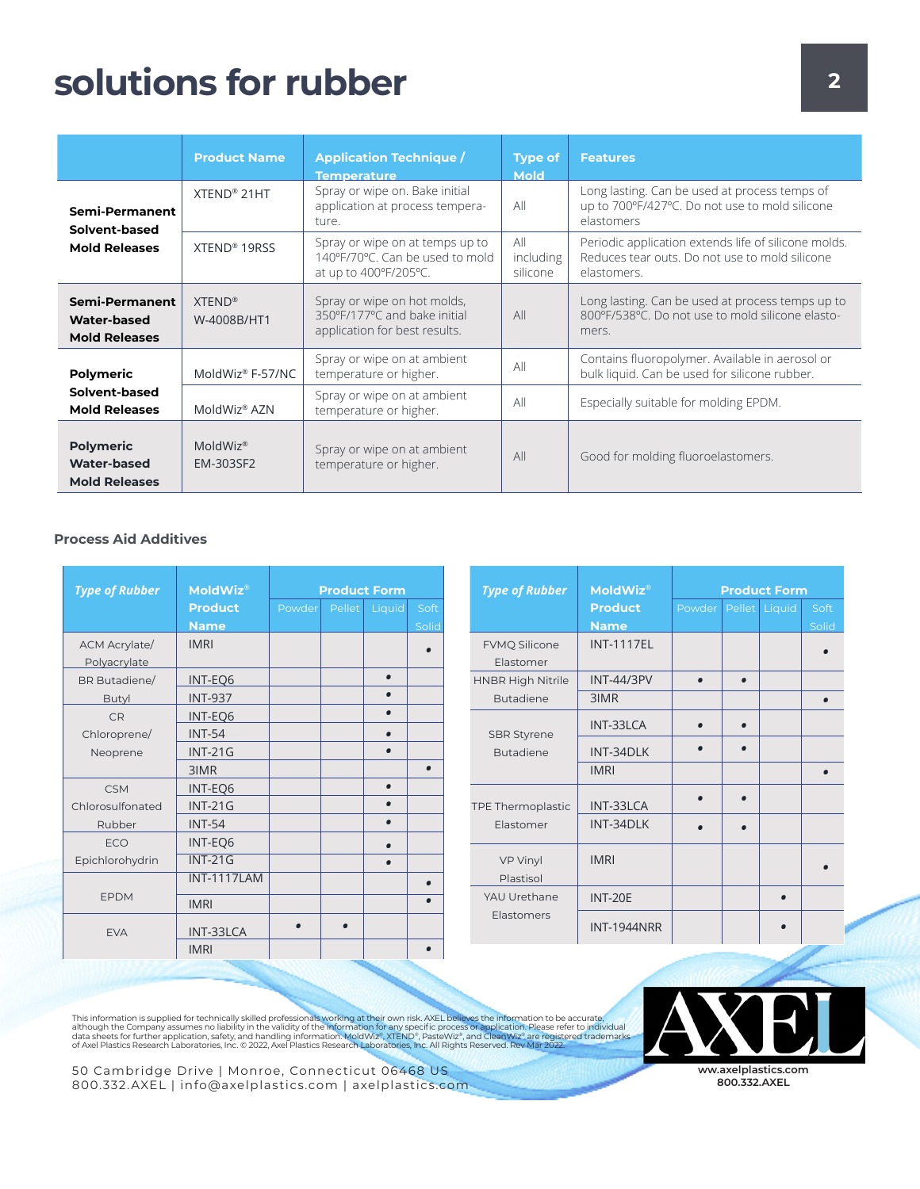# solutions for rubber

| | Product Name | Application Technique / Temperature | Type of Mold | Features |
|---|---|---|---|---|
| **Semi-Permanent Solvent-based Mold Releases** | XTEND® 21HT | Spray or wipe on. Bake initial application at process temperature. | All | Long lasting. Can be used at process temps of up to 700°F/427°C. Do not use to mold silicone elastomers |
| | XTEND® 19RSS | Spray or wipe on at temps up to 140°F/70°C. Can be used to mold at up to 400°F/205°C. | All including silicone | Periodic application extends life of silicone molds. Reduces tear outs. Do not use to mold silicone elastomers. |
| **Semi-Permanent Water-based Mold Releases** | XTEND® W-4008B/HT1 | Spray or wipe on hot molds, 350°F/177°C and bake initial application for best results. | All | Long lasting. Can be used at process temps up to 800°F/538°C. Do not use to mold silicone elastomers. |
| **Polymeric Solvent-based Mold Releases** | MoldWiz® F-57/NC | Spray or wipe on at ambient temperature or higher. | All | Contains fluoropolymer. Available in aerosol or bulk liquid. Can be used for silicone rubber. |
| | MoldWiz® AZN | Spray or wipe on at ambient temperature or higher. | All | Especially suitable for molding EPDM. |
| **Polymeric Water-based Mold Releases** | MoldWiz® EM-303SF2 | Spray or wipe on at ambient temperature or higher. | All | Good for molding fluoroelastomers. |

### Process Aid Additives

| *Type of Rubber* | MoldWiz® Product Name | Product Form | | | |
|---|---|---|---|---|---|
| | | Powder | Pellet | Liquid | Soft Solid |
| ACM Acrylate/ Polyacrylate | IMRI | | | | • |
| BR Butadiene/ Butyl | INT-EQ6 | | | • | |
| | INT-937 | | | • | |
| CR Chloroprene/ Neoprene | INT-EQ6 | | | • | |
| | INT-54 | | | • | |
| | INT-21G | | | • | |
| | 3IMR | | | | • |
| CSM Chlorosulfonated Rubber | INT-EQ6 | | | • | |
| | INT-21G | | | • | |
| | INT-54 | | | • | |
| ECO Epichlorohydrin | INT-EQ6 | | | • | |
| | INT-21G | | | • | |
| EPDM | INT-1117LAM | | | | • |
| | IMRI | | | | • |
| EVA | INT-33LCA | • | • | | |
| | IMRI | | | | • |

| *Type of Rubber* | MoldWiz® Product Name | Product Form | | | |
|---|---|---|---|---|---|
| | | Powder | Pellet | Liquid | Soft Solid |
| FVMQ Silicone Elastomer | INT-1117EL | | | | • |
| HNBR High Nitrile Butadiene | INT-44/3PV | • | • | | |
| | 3IMR | | | | • |
| SBR Styrene Butadiene | INT-33LCA | • | • | | |
| | INT-34DLK | • | • | | |
| | IMRI | | | | • |
| TPE Thermoplastic Elastomer | INT-33LCA | • | • | | |
| | INT-34DLK | • | • | | |
| VP Vinyl Plastisol | IMRI | | | | • |
| YAU Urethane Elastomers | INT-20E | | | • | |
| | INT-1944NRR | | | • | |

This information is supplied for technically skilled professionals working at their own risk. AXEL believes the information to be accurate, although the Company assumes no liability in the validity of the information for any specific process or application. Please refer to individual data sheets for further application, safety, and handling information. MoldWiz®, XTEND®, PasteWiz®, and CleanWiz® are registered trademarks of Axel Plastics Research Laboratories, Inc. © 2022, Axel Plastics Research Laboratories, Inc. All Rights Reserved. Rev Mar 2022.

50 Cambridge Drive | Monroe, Connecticut 06468 US
800.332.AXEL | info@axelplastics.com | axelplastics.com

AXEL
ww.axelplastics.com
800.332.AXEL